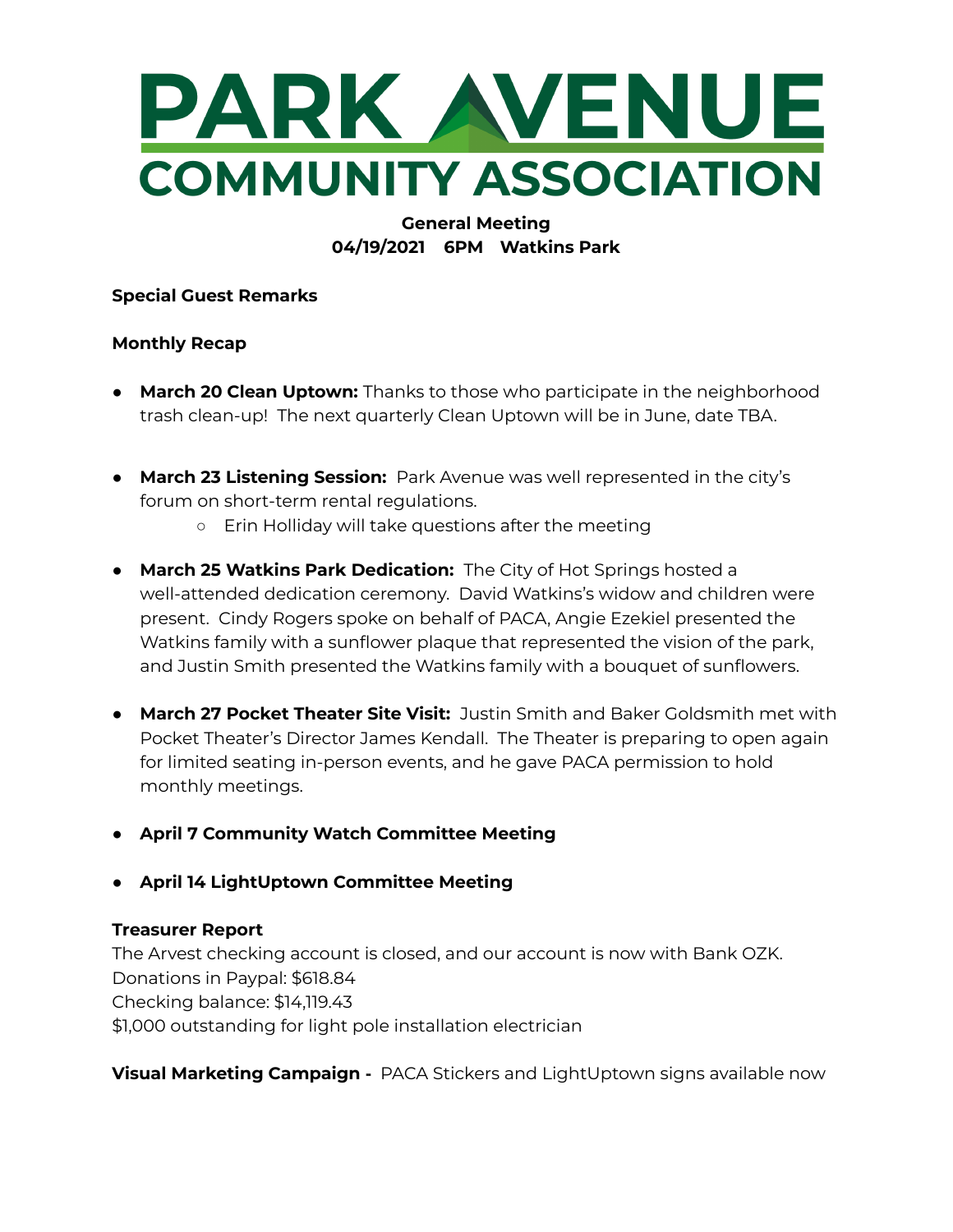# PARK AVENUE COMMUNITY ASSOCIATION

**General Meeting**
**04/19/2021 6PM Watkins Park**

**Special Guest Remarks**

**Monthly Recap**

- **March 20 Clean Uptown:** Thanks to those who participate in the neighborhood trash clean-up! The next quarterly Clean Uptown will be in June, date TBA.

- **March 23 Listening Session:** Park Avenue was well represented in the city's forum on short-term rental regulations.
  - Erin Holliday will take questions after the meeting

- **March 25 Watkins Park Dedication:** The City of Hot Springs hosted a well-attended dedication ceremony. David Watkins's widow and children were present. Cindy Rogers spoke on behalf of PACA, Angie Ezekiel presented the Watkins family with a sunflower plaque that represented the vision of the park, and Justin Smith presented the Watkins family with a bouquet of sunflowers.

- **March 27 Pocket Theater Site Visit:** Justin Smith and Baker Goldsmith met with Pocket Theater's Director James Kendall. The Theater is preparing to open again for limited seating in-person events, and he gave PACA permission to hold monthly meetings.

- **April 7 Community Watch Committee Meeting**

- **April 14 LightUptown Committee Meeting**

**Treasurer Report**
The Arvest checking account is closed, and our account is now with Bank OZK.
Donations in Paypal: $618.84
Checking balance: $14,119.43
$1,000 outstanding for light pole installation electrician

**Visual Marketing Campaign -** PACA Stickers and LightUptown signs available now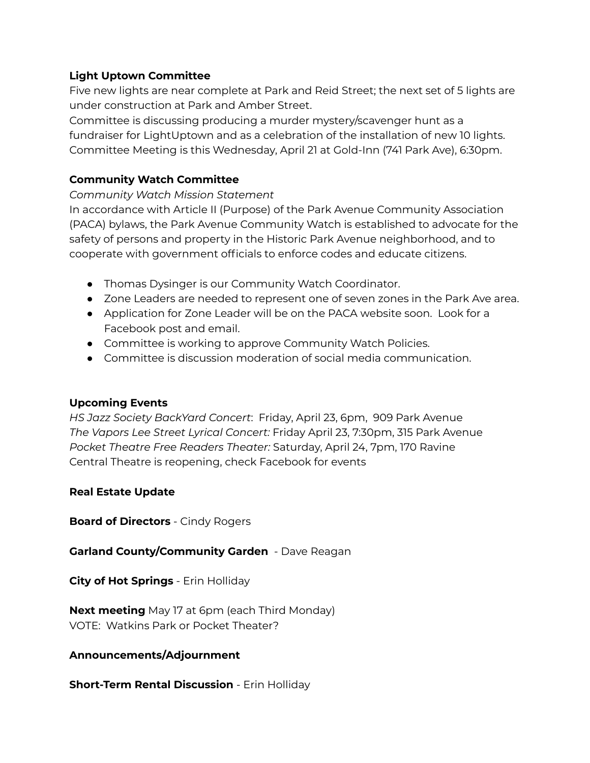**Light Uptown Committee**

Five new lights are near complete at Park and Reid Street; the next set of 5 lights are under construction at Park and Amber Street.

Committee is discussing producing a murder mystery/scavenger hunt as a fundraiser for LightUptown and as a celebration of the installation of new 10 lights.

Committee Meeting is this Wednesday, April 21 at Gold-Inn (741 Park Ave), 6:30pm.

**Community Watch Committee**

*Community Watch Mission Statement*

In accordance with Article II (Purpose) of the Park Avenue Community Association (PACA) bylaws, the Park Avenue Community Watch is established to advocate for the safety of persons and property in the Historic Park Avenue neighborhood, and to cooperate with government officials to enforce codes and educate citizens.

- Thomas Dysinger is our Community Watch Coordinator.
- Zone Leaders are needed to represent one of seven zones in the Park Ave area.
- Application for Zone Leader will be on the PACA website soon. Look for a Facebook post and email.
- Committee is working to approve Community Watch Policies.
- Committee is discussion moderation of social media communication.

**Upcoming Events**

*HS Jazz Society BackYard Concert*: Friday, April 23, 6pm, 909 Park Avenue

*The Vapors Lee Street Lyrical Concert:* Friday April 23, 7:30pm, 315 Park Avenue

*Pocket Theatre Free Readers Theater:* Saturday, April 24, 7pm, 170 Ravine

Central Theatre is reopening, check Facebook for events

**Real Estate Update**

**Board of Directors** - Cindy Rogers

**Garland County/Community Garden** - Dave Reagan

**City of Hot Springs** - Erin Holliday

**Next meeting** May 17 at 6pm (each Third Monday)

VOTE: Watkins Park or Pocket Theater?

**Announcements/Adjournment**

**Short-Term Rental Discussion** - Erin Holliday